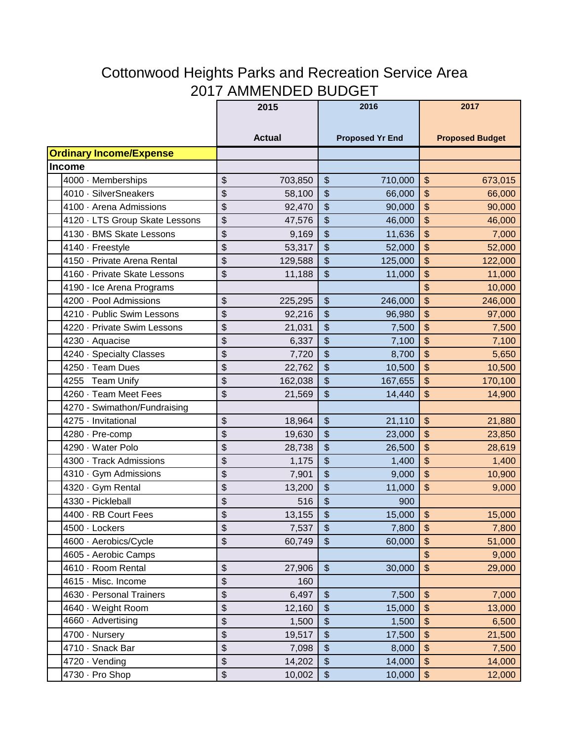# Cottonwood Heights Parks and Recreation Service Area

## 2017 AMMENDED BUDGET

| | 2015 Actual | 2016 Proposed Yr End | 2017 Proposed Budget |
|---|---|---|---|
| **Ordinary Income/Expense** | | | |
| **Income** | | | |
| 4000 · Memberships | $ 703,850 | $ 710,000 | $ 673,015 |
| 4010 · SilverSneakers | $ 58,100 | $ 66,000 | $ 66,000 |
| 4100 · Arena Admissions | $ 92,470 | $ 90,000 | $ 90,000 |
| 4120 · LTS Group Skate Lessons | $ 47,576 | $ 46,000 | $ 46,000 |
| 4130 · BMS Skate Lessons | $ 9,169 | $ 11,636 | $ 7,000 |
| 4140 · Freestyle | $ 53,317 | $ 52,000 | $ 52,000 |
| 4150 · Private Arena Rental | $ 129,588 | $ 125,000 | $ 122,000 |
| 4160 · Private Skate Lessons | $ 11,188 | $ 11,000 | $ 11,000 |
| 4190 - Ice Arena Programs | | | $ 10,000 |
| 4200 · Pool Admissions | $ 225,295 | $ 246,000 | $ 246,000 |
| 4210 · Public Swim Lessons | $ 92,216 | $ 96,980 | $ 97,000 |
| 4220 · Private Swim Lessons | $ 21,031 | $ 7,500 | $ 7,500 |
| 4230 · Aquacise | $ 6,337 | $ 7,100 | $ 7,100 |
| 4240 · Specialty Classes | $ 7,720 | $ 8,700 | $ 5,650 |
| 4250 · Team Dues | $ 22,762 | $ 10,500 | $ 10,500 |
| 4255 Team Unify | $ 162,038 | $ 167,655 | $ 170,100 |
| 4260 · Team Meet Fees | $ 21,569 | $ 14,440 | $ 14,900 |
| 4270 - Swimathon/Fundraising | | | |
| 4275 · Invitational | $ 18,964 | $ 21,110 | $ 21,880 |
| 4280 · Pre-comp | $ 19,630 | $ 23,000 | $ 23,850 |
| 4290 · Water Polo | $ 28,738 | $ 26,500 | $ 28,619 |
| 4300 · Track Admissions | $ 1,175 | $ 1,400 | $ 1,400 |
| 4310 · Gym Admissions | $ 7,901 | $ 9,000 | $ 10,900 |
| 4320 · Gym Rental | $ 13,200 | $ 11,000 | $ 9,000 |
| 4330 - Pickleball | $ 516 | $ 900 | |
| 4400 · RB Court Fees | $ 13,155 | $ 15,000 | $ 15,000 |
| 4500 · Lockers | $ 7,537 | $ 7,800 | $ 7,800 |
| 4600 · Aerobics/Cycle | $ 60,749 | $ 60,000 | $ 51,000 |
| 4605 - Aerobic Camps | | | $ 9,000 |
| 4610 · Room Rental | $ 27,906 | $ 30,000 | $ 29,000 |
| 4615 · Misc. Income | $ 160 | | |
| 4630 · Personal Trainers | $ 6,497 | $ 7,500 | $ 7,000 |
| 4640 · Weight Room | $ 12,160 | $ 15,000 | $ 13,000 |
| 4660 · Advertising | $ 1,500 | $ 1,500 | $ 6,500 |
| 4700 · Nursery | $ 19,517 | $ 17,500 | $ 21,500 |
| 4710 · Snack Bar | $ 7,098 | $ 8,000 | $ 7,500 |
| 4720 · Vending | $ 14,202 | $ 14,000 | $ 14,000 |
| 4730 · Pro Shop | $ 10,002 | $ 10,000 | $ 12,000 |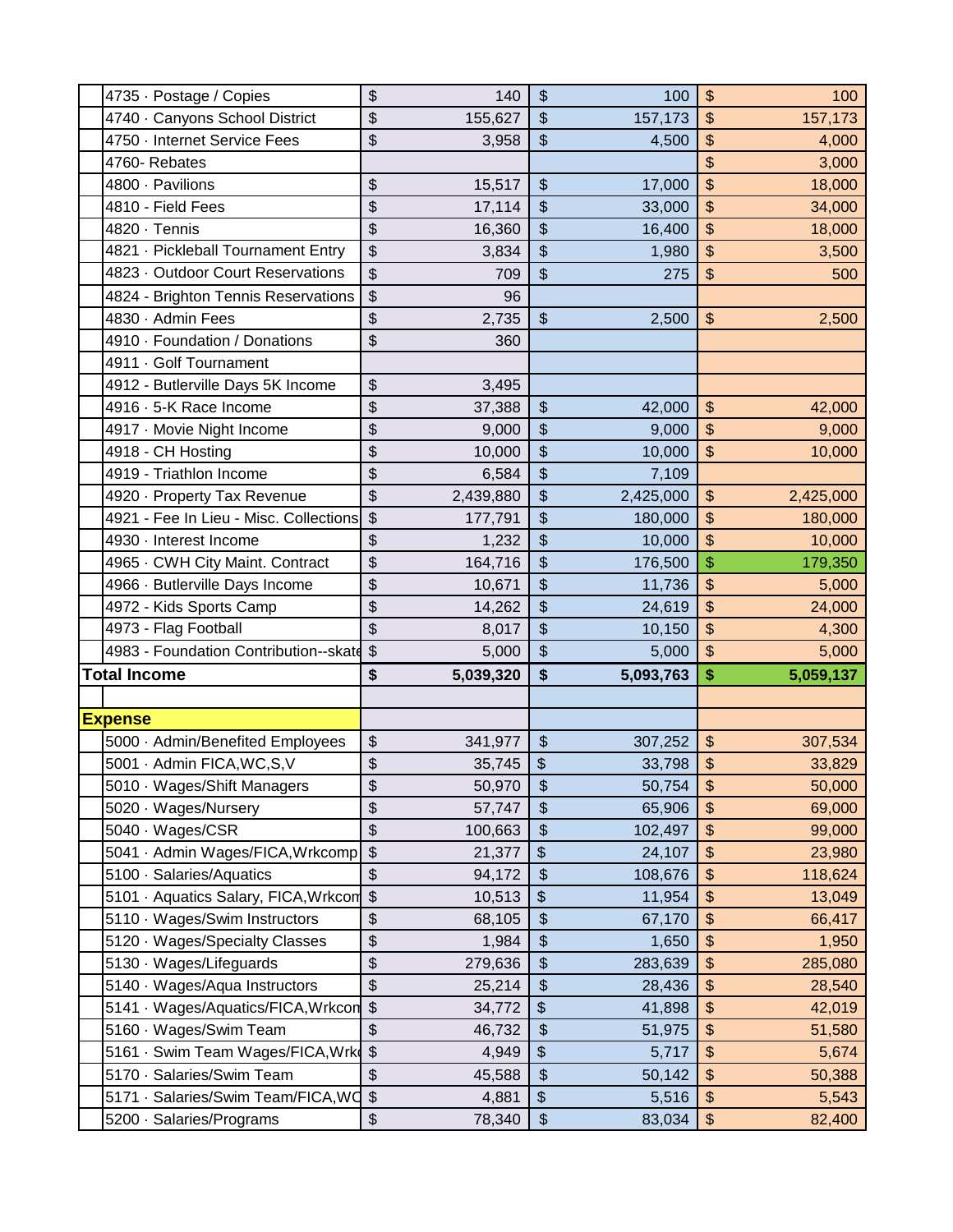| | | | | |
|---|---|---|---|---|
| | 4735 · Postage / Copies | $ 140 | $ 100 | $ 100 |
| | 4740 · Canyons School District | $ 155,627 | $ 157,173 | $ 157,173 |
| | 4750 · Internet Service Fees | $ 3,958 | $ 4,500 | $ 4,000 |
| | 4760- Rebates | | | $ 3,000 |
| | 4800 · Pavilions | $ 15,517 | $ 17,000 | $ 18,000 |
| | 4810 - Field Fees | $ 17,114 | $ 33,000 | $ 34,000 |
| | 4820 · Tennis | $ 16,360 | $ 16,400 | $ 18,000 |
| | 4821 · Pickleball Tournament Entry | $ 3,834 | $ 1,980 | $ 3,500 |
| | 4823 · Outdoor Court Reservations | $ 709 | $ 275 | $ 500 |
| | 4824 - Brighton Tennis Reservations | $ 96 | | |
| | 4830 · Admin Fees | $ 2,735 | $ 2,500 | $ 2,500 |
| | 4910 · Foundation / Donations | $ 360 | | |
| | 4911 · Golf Tournament | | | |
| | 4912 - Butlerville Days 5K Income | $ 3,495 | | |
| | 4916 · 5-K Race Income | $ 37,388 | $ 42,000 | $ 42,000 |
| | 4917 · Movie Night Income | $ 9,000 | $ 9,000 | $ 9,000 |
| | 4918 - CH Hosting | $ 10,000 | $ 10,000 | $ 10,000 |
| | 4919 - Triathlon Income | $ 6,584 | $ 7,109 | |
| | 4920 · Property Tax Revenue | $ 2,439,880 | $ 2,425,000 | $ 2,425,000 |
| | 4921 - Fee In Lieu - Misc. Collections | $ 177,791 | $ 180,000 | $ 180,000 |
| | 4930 · Interest Income | $ 1,232 | $ 10,000 | $ 10,000 |
| | 4965 · CWH City Maint. Contract | $ 164,716 | $ 176,500 | $ 179,350 |
| | 4966 · Butlerville Days Income | $ 10,671 | $ 11,736 | $ 5,000 |
| | 4972 - Kids Sports Camp | $ 14,262 | $ 24,619 | $ 24,000 |
| | 4973 - Flag Football | $ 8,017 | $ 10,150 | $ 4,300 |
| | 4983 - Foundation Contribution--skate | $ 5,000 | $ 5,000 | $ 5,000 |
| **Total Income** | | **$ 5,039,320** | **$ 5,093,763** | **$ 5,059,137** |
| | | | | |
| **Expense** | | | | |
| | 5000 · Admin/Benefited Employees | $ 341,977 | $ 307,252 | $ 307,534 |
| | 5001 · Admin FICA,WC,S,V | $ 35,745 | $ 33,798 | $ 33,829 |
| | 5010 · Wages/Shift Managers | $ 50,970 | $ 50,754 | $ 50,000 |
| | 5020 · Wages/Nursery | $ 57,747 | $ 65,906 | $ 69,000 |
| | 5040 · Wages/CSR | $ 100,663 | $ 102,497 | $ 99,000 |
| | 5041 · Admin Wages/FICA,Wrkcomp | $ 21,377 | $ 24,107 | $ 23,980 |
| | 5100 · Salaries/Aquatics | $ 94,172 | $ 108,676 | $ 118,624 |
| | 5101 · Aquatics Salary, FICA,Wrkcom | $ 10,513 | $ 11,954 | $ 13,049 |
| | 5110 · Wages/Swim Instructors | $ 68,105 | $ 67,170 | $ 66,417 |
| | 5120 · Wages/Specialty Classes | $ 1,984 | $ 1,650 | $ 1,950 |
| | 5130 · Wages/Lifeguards | $ 279,636 | $ 283,639 | $ 285,080 |
| | 5140 · Wages/Aqua Instructors | $ 25,214 | $ 28,436 | $ 28,540 |
| | 5141 · Wages/Aquatics/FICA,Wrkcon | $ 34,772 | $ 41,898 | $ 42,019 |
| | 5160 · Wages/Swim Team | $ 46,732 | $ 51,975 | $ 51,580 |
| | 5161 · Swim Team Wages/FICA,Wrk | $ 4,949 | $ 5,717 | $ 5,674 |
| | 5170 · Salaries/Swim Team | $ 45,588 | $ 50,142 | $ 50,388 |
| | 5171 · Salaries/Swim Team/FICA,WC | $ 4,881 | $ 5,516 | $ 5,543 |
| | 5200 · Salaries/Programs | $ 78,340 | $ 83,034 | $ 82,400 |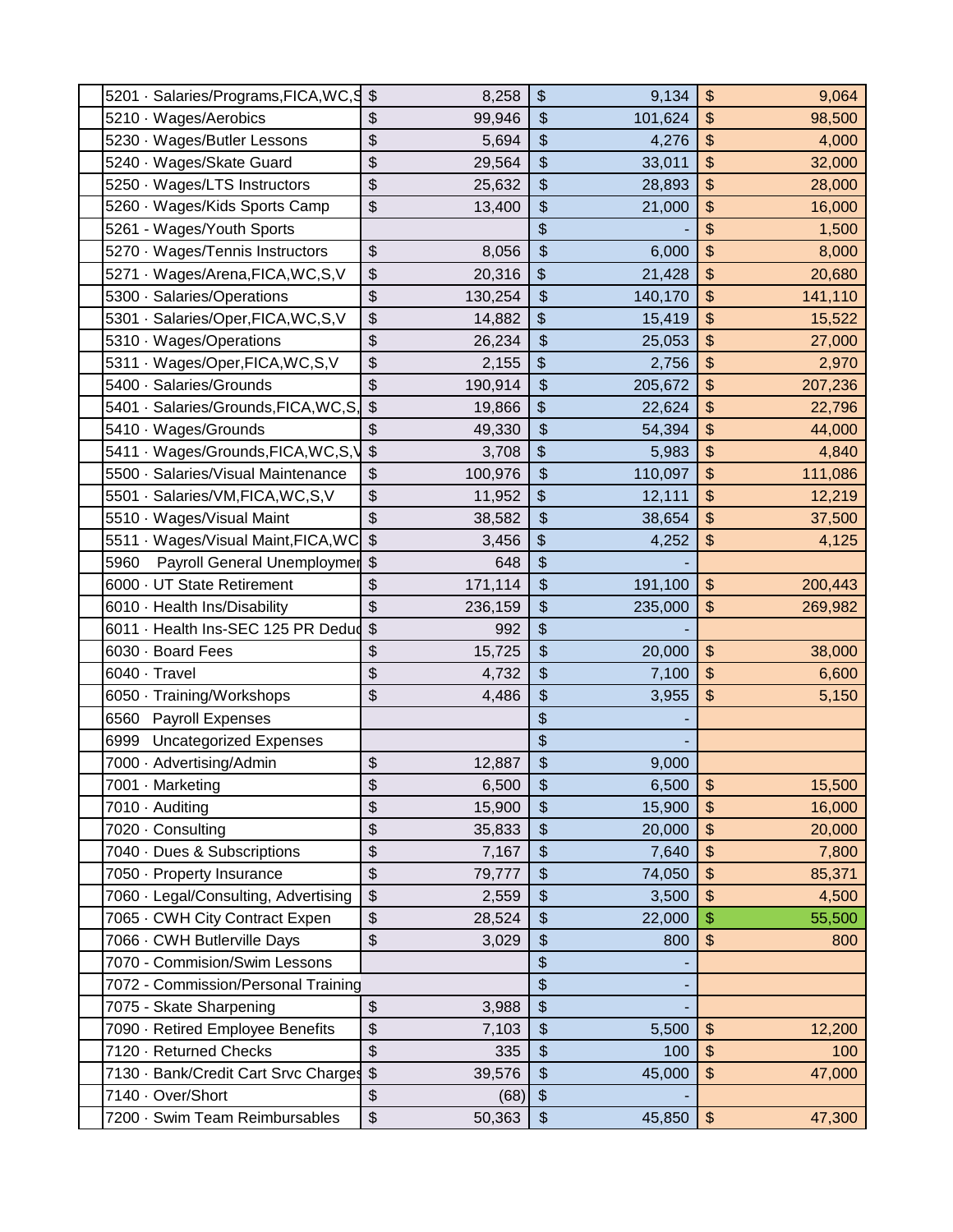| | | | | |
|---|---|---|---|---|
| | 5201 · Salaries/Programs,FICA,WC,S | $ 8,258 | $ 9,134 | $ 9,064 |
| | 5210 · Wages/Aerobics | $ 99,946 | $ 101,624 | $ 98,500 |
| | 5230 · Wages/Butler Lessons | $ 5,694 | $ 4,276 | $ 4,000 |
| | 5240 · Wages/Skate Guard | $ 29,564 | $ 33,011 | $ 32,000 |
| | 5250 · Wages/LTS Instructors | $ 25,632 | $ 28,893 | $ 28,000 |
| | 5260 · Wages/Kids Sports Camp | $ 13,400 | $ 21,000 | $ 16,000 |
| | 5261 - Wages/Youth Sports | | $ - | $ 1,500 |
| | 5270 · Wages/Tennis Instructors | $ 8,056 | $ 6,000 | $ 8,000 |
| | 5271 · Wages/Arena,FICA,WC,S,V | $ 20,316 | $ 21,428 | $ 20,680 |
| | 5300 · Salaries/Operations | $ 130,254 | $ 140,170 | $ 141,110 |
| | 5301 · Salaries/Oper,FICA,WC,S,V | $ 14,882 | $ 15,419 | $ 15,522 |
| | 5310 · Wages/Operations | $ 26,234 | $ 25,053 | $ 27,000 |
| | 5311 · Wages/Oper,FICA,WC,S,V | $ 2,155 | $ 2,756 | $ 2,970 |
| | 5400 · Salaries/Grounds | $ 190,914 | $ 205,672 | $ 207,236 |
| | 5401 · Salaries/Grounds,FICA,WC,S, | $ 19,866 | $ 22,624 | $ 22,796 |
| | 5410 · Wages/Grounds | $ 49,330 | $ 54,394 | $ 44,000 |
| | 5411 · Wages/Grounds,FICA,WC,S,V | $ 3,708 | $ 5,983 | $ 4,840 |
| | 5500 · Salaries/Visual Maintenance | $ 100,976 | $ 110,097 | $ 111,086 |
| | 5501 · Salaries/VM,FICA,WC,S,V | $ 11,952 | $ 12,111 | $ 12,219 |
| | 5510 · Wages/Visual Maint | $ 38,582 | $ 38,654 | $ 37,500 |
| | 5511 · Wages/Visual Maint,FICA,WC | $ 3,456 | $ 4,252 | $ 4,125 |
| | 5960 Payroll General Unemploymer | $ 648 | $ - | |
| | 6000 · UT State Retirement | $ 171,114 | $ 191,100 | $ 200,443 |
| | 6010 · Health Ins/Disability | $ 236,159 | $ 235,000 | $ 269,982 |
| | 6011 · Health Ins-SEC 125 PR Deduc | $ 992 | $ - | |
| | 6030 · Board Fees | $ 15,725 | $ 20,000 | $ 38,000 |
| | 6040 · Travel | $ 4,732 | $ 7,100 | $ 6,600 |
| | 6050 · Training/Workshops | $ 4,486 | $ 3,955 | $ 5,150 |
| | 6560 Payroll Expenses | | $ - | |
| | 6999 Uncategorized Expenses | | $ - | |
| | 7000 · Advertising/Admin | $ 12,887 | $ 9,000 | |
| | 7001 · Marketing | $ 6,500 | $ 6,500 | $ 15,500 |
| | 7010 · Auditing | $ 15,900 | $ 15,900 | $ 16,000 |
| | 7020 · Consulting | $ 35,833 | $ 20,000 | $ 20,000 |
| | 7040 · Dues & Subscriptions | $ 7,167 | $ 7,640 | $ 7,800 |
| | 7050 · Property Insurance | $ 79,777 | $ 74,050 | $ 85,371 |
| | 7060 · Legal/Consulting, Advertising | $ 2,559 | $ 3,500 | $ 4,500 |
| | 7065 · CWH City Contract Expen | $ 28,524 | $ 22,000 | $ 55,500 |
| | 7066 · CWH Butlerville Days | $ 3,029 | $ 800 | $ 800 |
| | 7070 - Commision/Swim Lessons | | $ - | |
| | 7072 - Commission/Personal Training | | $ - | |
| | 7075 - Skate Sharpening | $ 3,988 | $ - | |
| | 7090 · Retired Employee Benefits | $ 7,103 | $ 5,500 | $ 12,200 |
| | 7120 · Returned Checks | $ 335 | $ 100 | $ 100 |
| | 7130 · Bank/Credit Cart Srvc Charges | $ 39,576 | $ 45,000 | $ 47,000 |
| | 7140 · Over/Short | $ (68) | $ - | |
| | 7200 · Swim Team Reimbursables | $ 50,363 | $ 45,850 | $ 47,300 |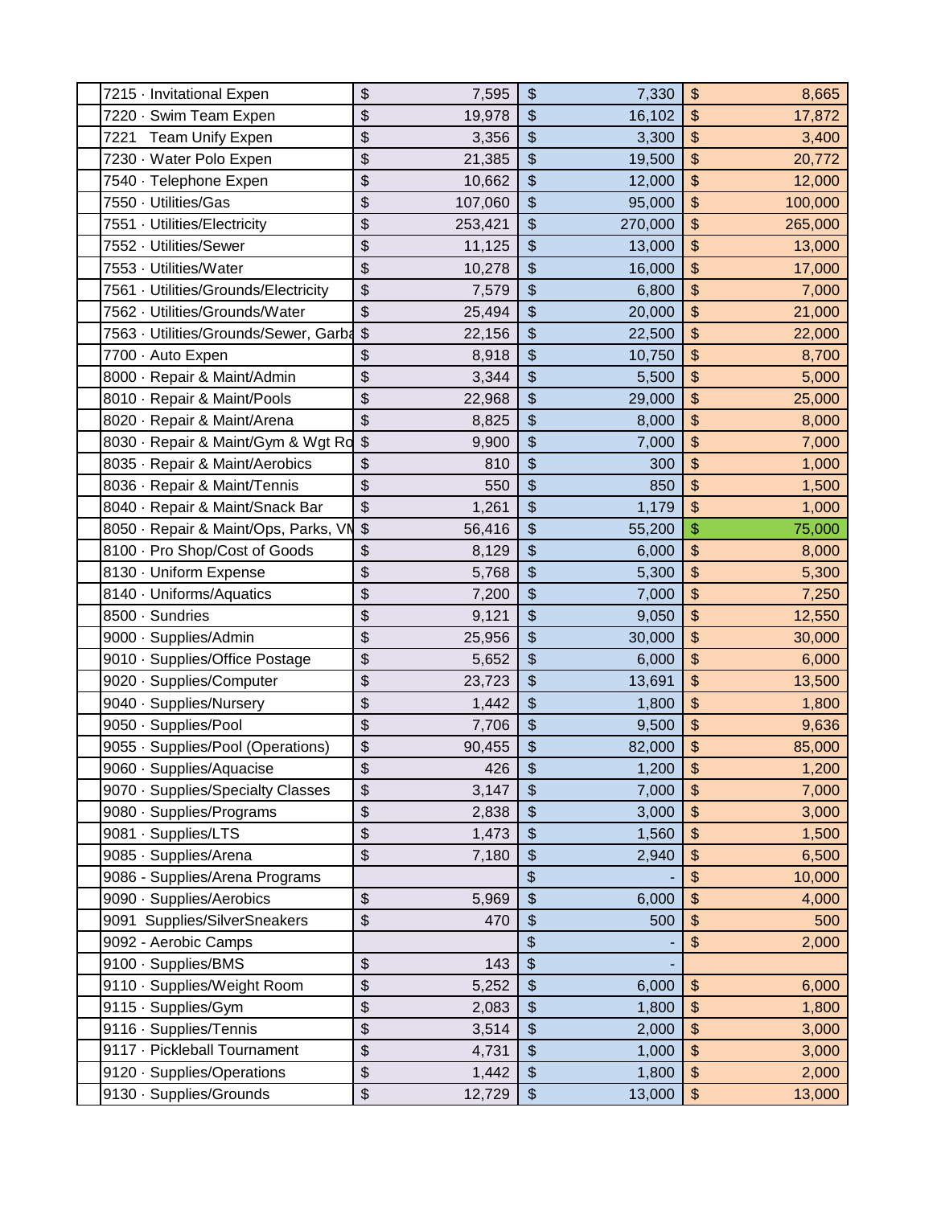| | | | | |
|---|---|---|---|---|
| | 7215 · Invitational Expen | $ 7,595 | $ 7,330 | $ 8,665 |
| | 7220 · Swim Team Expen | $ 19,978 | $ 16,102 | $ 17,872 |
| | 7221 Team Unify Expen | $ 3,356 | $ 3,300 | $ 3,400 |
| | 7230 · Water Polo Expen | $ 21,385 | $ 19,500 | $ 20,772 |
| | 7540 · Telephone Expen | $ 10,662 | $ 12,000 | $ 12,000 |
| | 7550 · Utilities/Gas | $ 107,060 | $ 95,000 | $ 100,000 |
| | 7551 · Utilities/Electricity | $ 253,421 | $ 270,000 | $ 265,000 |
| | 7552 · Utilities/Sewer | $ 11,125 | $ 13,000 | $ 13,000 |
| | 7553 · Utilities/Water | $ 10,278 | $ 16,000 | $ 17,000 |
| | 7561 · Utilities/Grounds/Electricity | $ 7,579 | $ 6,800 | $ 7,000 |
| | 7562 · Utilities/Grounds/Water | $ 25,494 | $ 20,000 | $ 21,000 |
| | 7563 · Utilities/Grounds/Sewer, Garba | $ 22,156 | $ 22,500 | $ 22,000 |
| | 7700 · Auto Expen | $ 8,918 | $ 10,750 | $ 8,700 |
| | 8000 · Repair & Maint/Admin | $ 3,344 | $ 5,500 | $ 5,000 |
| | 8010 · Repair & Maint/Pools | $ 22,968 | $ 29,000 | $ 25,000 |
| | 8020 · Repair & Maint/Arena | $ 8,825 | $ 8,000 | $ 8,000 |
| | 8030 · Repair & Maint/Gym & Wgt Ro | $ 9,900 | $ 7,000 | $ 7,000 |
| | 8035 · Repair & Maint/Aerobics | $ 810 | $ 300 | $ 1,000 |
| | 8036 · Repair & Maint/Tennis | $ 550 | $ 850 | $ 1,500 |
| | 8040 · Repair & Maint/Snack Bar | $ 1,261 | $ 1,179 | $ 1,000 |
| | 8050 · Repair & Maint/Ops, Parks, VM | $ 56,416 | $ 55,200 | $ 75,000 |
| | 8100 · Pro Shop/Cost of Goods | $ 8,129 | $ 6,000 | $ 8,000 |
| | 8130 · Uniform Expense | $ 5,768 | $ 5,300 | $ 5,300 |
| | 8140 · Uniforms/Aquatics | $ 7,200 | $ 7,000 | $ 7,250 |
| | 8500 · Sundries | $ 9,121 | $ 9,050 | $ 12,550 |
| | 9000 · Supplies/Admin | $ 25,956 | $ 30,000 | $ 30,000 |
| | 9010 · Supplies/Office Postage | $ 5,652 | $ 6,000 | $ 6,000 |
| | 9020 · Supplies/Computer | $ 23,723 | $ 13,691 | $ 13,500 |
| | 9040 · Supplies/Nursery | $ 1,442 | $ 1,800 | $ 1,800 |
| | 9050 · Supplies/Pool | $ 7,706 | $ 9,500 | $ 9,636 |
| | 9055 · Supplies/Pool (Operations) | $ 90,455 | $ 82,000 | $ 85,000 |
| | 9060 · Supplies/Aquacise | $ 426 | $ 1,200 | $ 1,200 |
| | 9070 · Supplies/Specialty Classes | $ 3,147 | $ 7,000 | $ 7,000 |
| | 9080 · Supplies/Programs | $ 2,838 | $ 3,000 | $ 3,000 |
| | 9081 · Supplies/LTS | $ 1,473 | $ 1,560 | $ 1,500 |
| | 9085 · Supplies/Arena | $ 7,180 | $ 2,940 | $ 6,500 |
| | 9086 - Supplies/Arena Programs | | $ - | $ 10,000 |
| | 9090 · Supplies/Aerobics | $ 5,969 | $ 6,000 | $ 4,000 |
| | 9091 Supplies/SilverSneakers | $ 470 | $ 500 | $ 500 |
| | 9092 - Aerobic Camps | | $ - | $ 2,000 |
| | 9100 · Supplies/BMS | $ 143 | $ - | |
| | 9110 · Supplies/Weight Room | $ 5,252 | $ 6,000 | $ 6,000 |
| | 9115 · Supplies/Gym | $ 2,083 | $ 1,800 | $ 1,800 |
| | 9116 · Supplies/Tennis | $ 3,514 | $ 2,000 | $ 3,000 |
| | 9117 · Pickleball Tournament | $ 4,731 | $ 1,000 | $ 3,000 |
| | 9120 · Supplies/Operations | $ 1,442 | $ 1,800 | $ 2,000 |
| | 9130 · Supplies/Grounds | $ 12,729 | $ 13,000 | $ 13,000 |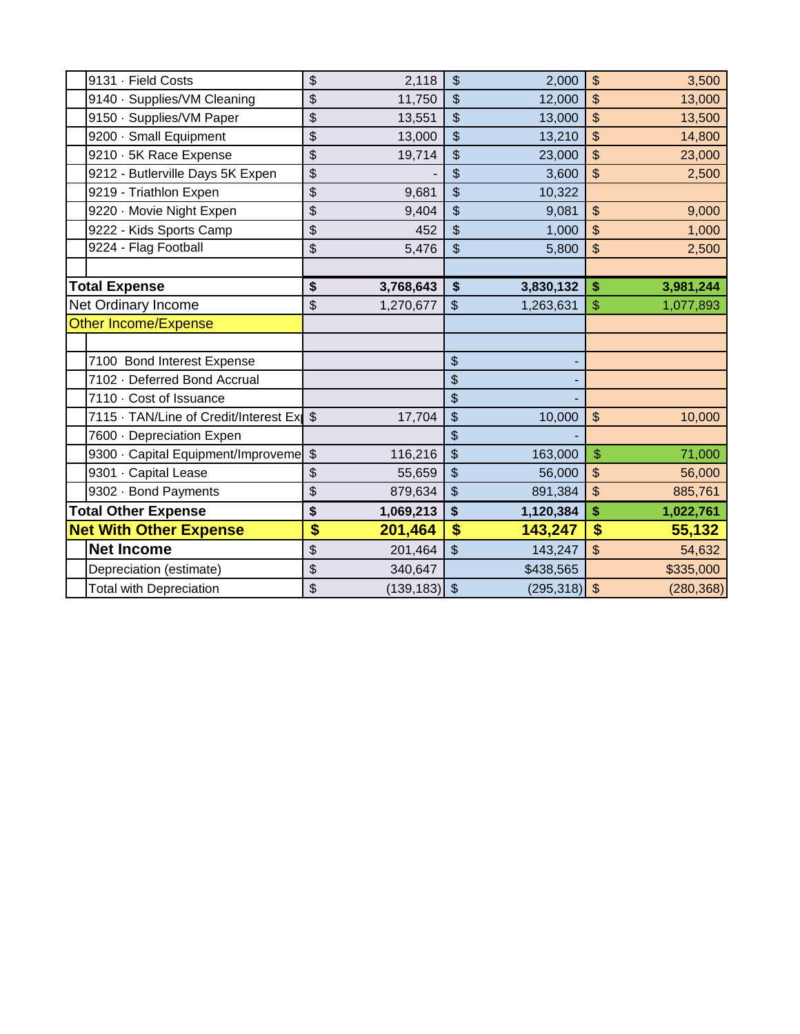| | | | |
|---|---|---|---|
| 9131 · Field Costs | $ 2,118 | $ 2,000 | $ 3,500 |
| 9140 · Supplies/VM Cleaning | $ 11,750 | $ 12,000 | $ 13,000 |
| 9150 · Supplies/VM Paper | $ 13,551 | $ 13,000 | $ 13,500 |
| 9200 · Small Equipment | $ 13,000 | $ 13,210 | $ 14,800 |
| 9210 · 5K Race Expense | $ 19,714 | $ 23,000 | $ 23,000 |
| 9212 - Butlerville Days 5K Expen | $ - | $ 3,600 | $ 2,500 |
| 9219 - Triathlon Expen | $ 9,681 | $ 10,322 | |
| 9220 · Movie Night Expen | $ 9,404 | $ 9,081 | $ 9,000 |
| 9222 - Kids Sports Camp | $ 452 | $ 1,000 | $ 1,000 |
| 9224 - Flag Football | $ 5,476 | $ 5,800 | $ 2,500 |
| | | | |
| **Total Expense** | **$ 3,768,643** | **$ 3,830,132** | **$ 3,981,244** |
| Net Ordinary Income | $ 1,270,677 | $ 1,263,631 | $ 1,077,893 |
| Other Income/Expense | | | |
| | | | |
| 7100 Bond Interest Expense | | $ - | |
| 7102 · Deferred Bond Accrual | | $ - | |
| 7110 · Cost of Issuance | | $ - | |
| 7115 · TAN/Line of Credit/Interest Ex | $ 17,704 | $ 10,000 | $ 10,000 |
| 7600 · Depreciation Expen | | $ - | |
| 9300 · Capital Equipment/Improveme | $ 116,216 | $ 163,000 | $ 71,000 |
| 9301 · Capital Lease | $ 55,659 | $ 56,000 | $ 56,000 |
| 9302 · Bond Payments | $ 879,634 | $ 891,384 | $ 885,761 |
| **Total Other Expense** | **$ 1,069,213** | **$ 1,120,384** | **$ 1,022,761** |
| **Net With Other Expense** | **$ 201,464** | **$ 143,247** | **$ 55,132** |
| **Net Income** | $ 201,464 | $ 143,247 | $ 54,632 |
| Depreciation (estimate) | $ 340,647 | $438,565 | $335,000 |
| Total with Depreciation | $ (139,183) | $ (295,318) | $ (280,368) |